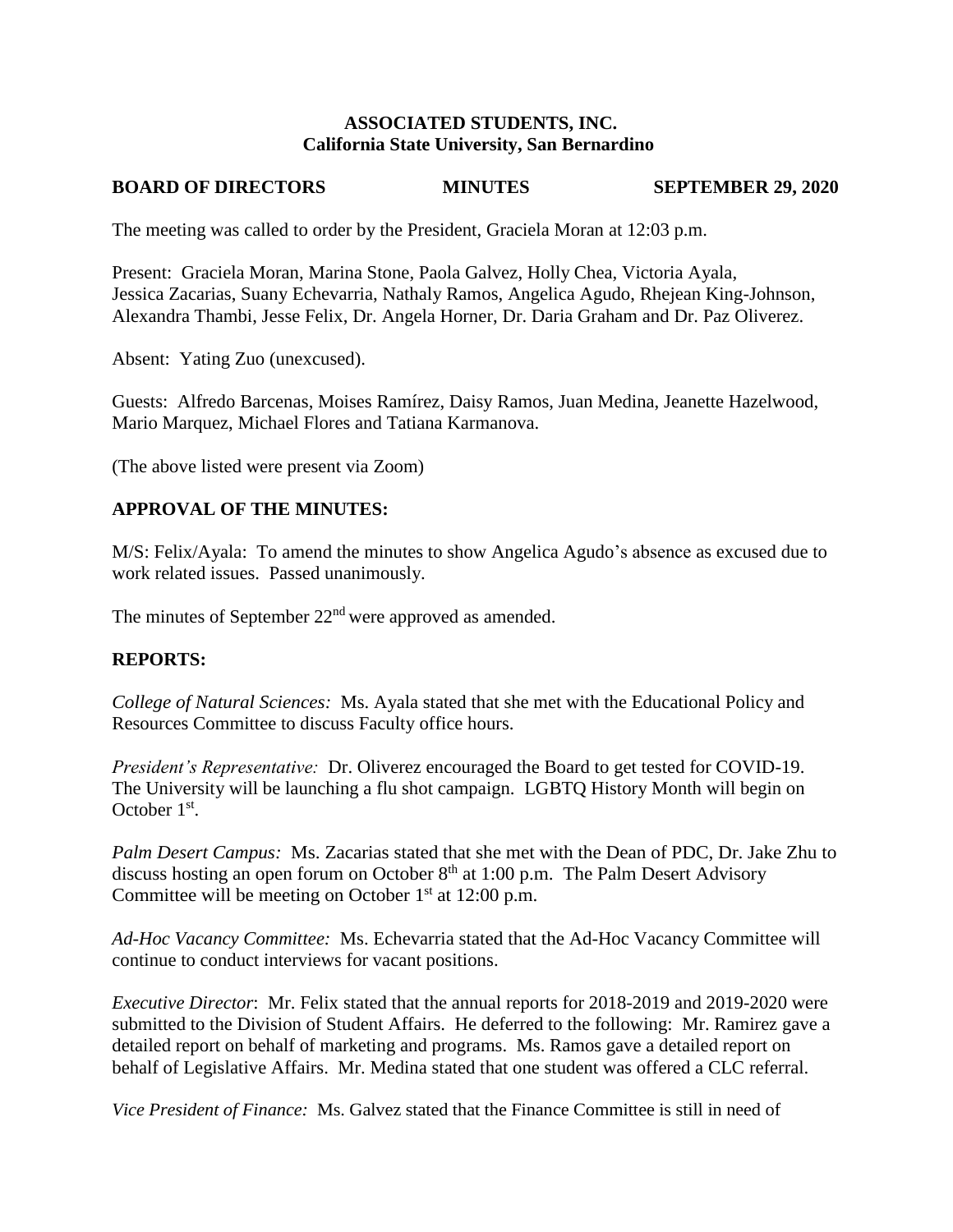**ASSOCIATED STUDENTS, INC.**
**California State University, San Bernardino**

**BOARD OF DIRECTORS MINUTES SEPTEMBER 29, 2020**

The meeting was called to order by the President, Graciela Moran at 12:03 p.m.

Present: Graciela Moran, Marina Stone, Paola Galvez, Holly Chea, Victoria Ayala, Jessica Zacarias, Suany Echevarria, Nathaly Ramos, Angelica Agudo, Rhejean King-Johnson, Alexandra Thambi, Jesse Felix, Dr. Angela Horner, Dr. Daria Graham and Dr. Paz Oliverez.

Absent: Yating Zuo (unexcused).

Guests: Alfredo Barcenas, Moises Ramírez, Daisy Ramos, Juan Medina, Jeanette Hazelwood, Mario Marquez, Michael Flores and Tatiana Karmanova.

(The above listed were present via Zoom)

## APPROVAL OF THE MINUTES:

M/S: Felix/Ayala: To amend the minutes to show Angelica Agudo's absence as excused due to work related issues. Passed unanimously.

The minutes of September 22nd were approved as amended.

## REPORTS:

*College of Natural Sciences:* Ms. Ayala stated that she met with the Educational Policy and Resources Committee to discuss Faculty office hours.

*President's Representative:* Dr. Oliverez encouraged the Board to get tested for COVID-19. The University will be launching a flu shot campaign. LGBTQ History Month will begin on October 1st.

*Palm Desert Campus:* Ms. Zacarias stated that she met with the Dean of PDC, Dr. Jake Zhu to discuss hosting an open forum on October 8th at 1:00 p.m. The Palm Desert Advisory Committee will be meeting on October 1st at 12:00 p.m.

*Ad-Hoc Vacancy Committee:* Ms. Echevarria stated that the Ad-Hoc Vacancy Committee will continue to conduct interviews for vacant positions.

*Executive Director*: Mr. Felix stated that the annual reports for 2018-2019 and 2019-2020 were submitted to the Division of Student Affairs. He deferred to the following: Mr. Ramirez gave a detailed report on behalf of marketing and programs. Ms. Ramos gave a detailed report on behalf of Legislative Affairs. Mr. Medina stated that one student was offered a CLC referral.

*Vice President of Finance:* Ms. Galvez stated that the Finance Committee is still in need of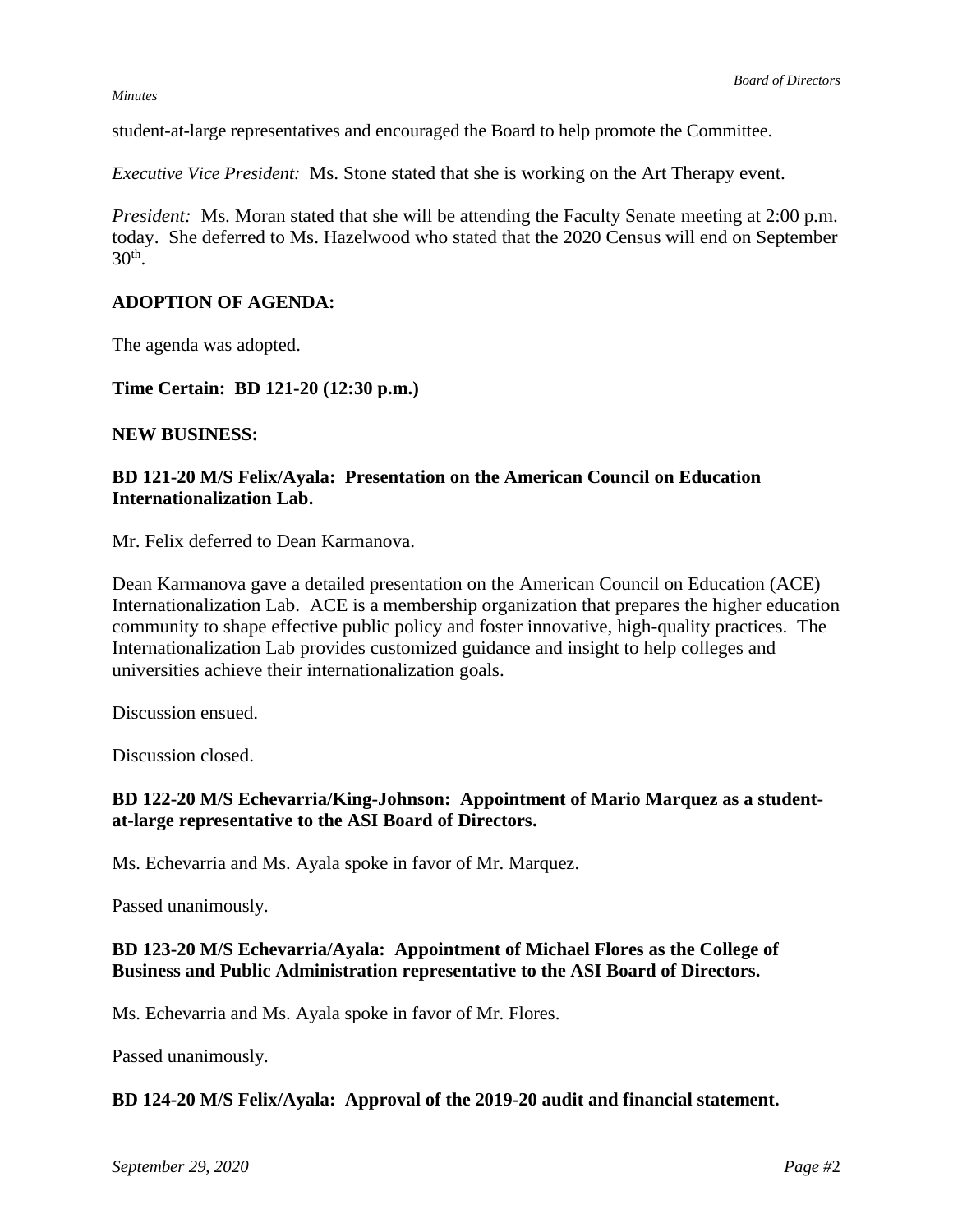student-at-large representatives and encouraged the Board to help promote the Committee.

*Executive Vice President:* Ms. Stone stated that she is working on the Art Therapy event.

*President:* Ms. Moran stated that she will be attending the Faculty Senate meeting at 2:00 p.m. today. She deferred to Ms. Hazelwood who stated that the 2020 Census will end on September 30th.

**ADOPTION OF AGENDA:**

The agenda was adopted.

**Time Certain: BD 121-20 (12:30 p.m.)**

**NEW BUSINESS:**

**BD 121-20 M/S Felix/Ayala: Presentation on the American Council on Education Internationalization Lab.**

Mr. Felix deferred to Dean Karmanova.

Dean Karmanova gave a detailed presentation on the American Council on Education (ACE) Internationalization Lab. ACE is a membership organization that prepares the higher education community to shape effective public policy and foster innovative, high-quality practices. The Internationalization Lab provides customized guidance and insight to help colleges and universities achieve their internationalization goals.

Discussion ensued.

Discussion closed.

**BD 122-20 M/S Echevarria/King-Johnson: Appointment of Mario Marquez as a student-at-large representative to the ASI Board of Directors.**

Ms. Echevarria and Ms. Ayala spoke in favor of Mr. Marquez.

Passed unanimously.

**BD 123-20 M/S Echevarria/Ayala: Appointment of Michael Flores as the College of Business and Public Administration representative to the ASI Board of Directors.**

Ms. Echevarria and Ms. Ayala spoke in favor of Mr. Flores.

Passed unanimously.

**BD 124-20 M/S Felix/Ayala: Approval of the 2019-20 audit and financial statement.**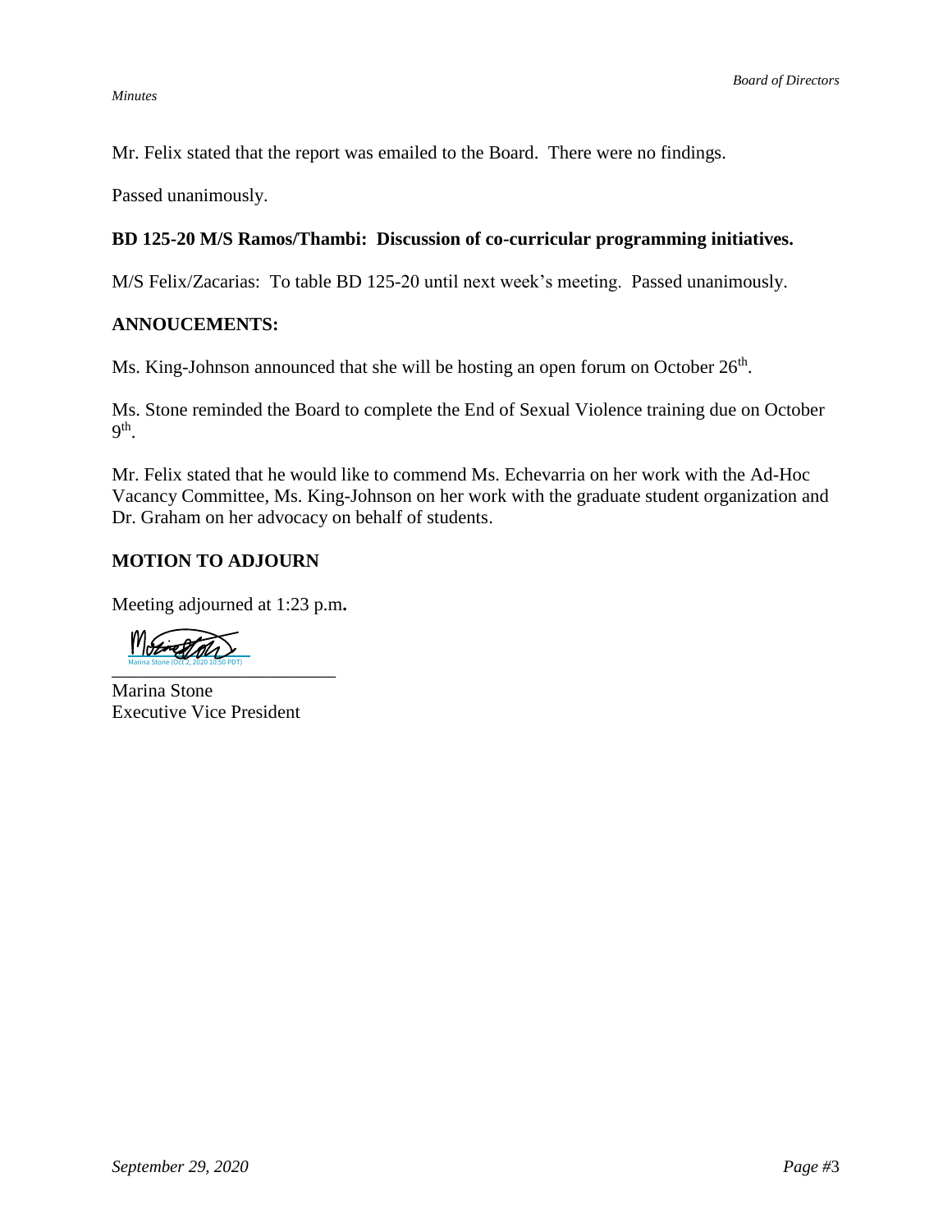Mr. Felix stated that the report was emailed to the Board. There were no findings.

Passed unanimously.

**BD 125-20 M/S Ramos/Thambi: Discussion of co-curricular programming initiatives.**

M/S Felix/Zacarias: To table BD 125-20 until next week's meeting. Passed unanimously.

**ANNOUCEMENTS:**

Ms. King-Johnson announced that she will be hosting an open forum on October 26th.

Ms. Stone reminded the Board to complete the End of Sexual Violence training due on October 9th.

Mr. Felix stated that he would like to commend Ms. Echevarria on her work with the Ad-Hoc Vacancy Committee, Ms. King-Johnson on her work with the graduate student organization and Dr. Graham on her advocacy on behalf of students.

**MOTION TO ADJOURN**

Meeting adjourned at 1:23 p.m.

Marina Stone (Oct 2, 2020 10:50 PDT)

\_\_\_\_\_\_\_\_\_\_\_\_\_\_\_\_\_\_\_\_\_\_\_\_\_\_

Marina Stone
Executive Vice President